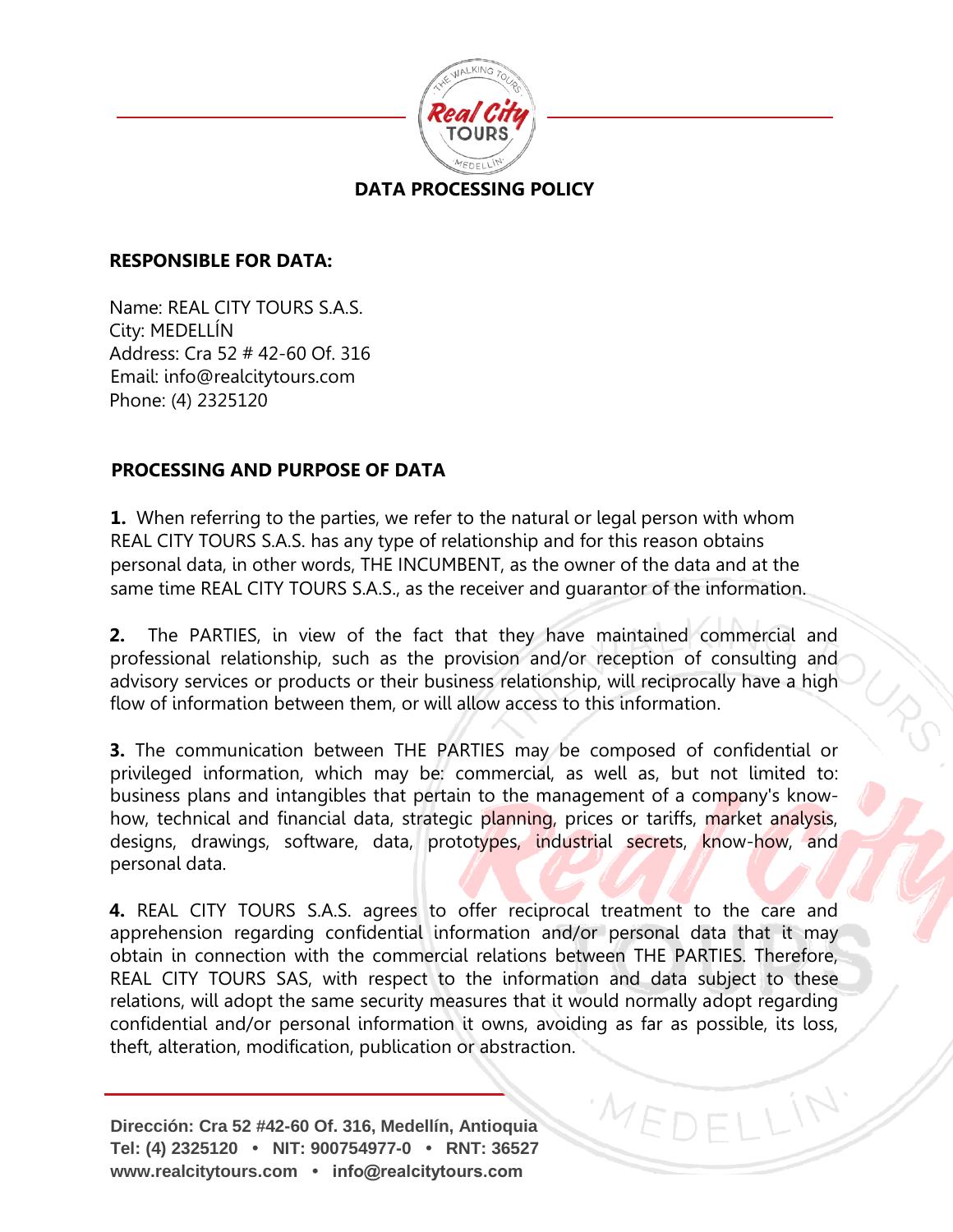# DATA PROCESSING POLICY

## RESPONSIBLE FOR DATA:

Name: REAL CITY TOURS S.A.S.
City: MEDELLÍN
Address: Cra 52 # 42-60 Of. 316
Email: info@realcitytours.com
Phone: (4) 2325120

## PROCESSING AND PURPOSE OF DATA

**1.** When referring to the parties, we refer to the natural or legal person with whom REAL CITY TOURS S.A.S. has any type of relationship and for this reason obtains personal data, in other words, THE INCUMBENT, as the owner of the data and at the same time REAL CITY TOURS S.A.S., as the receiver and guarantor of the information.

**2.** The PARTIES, in view of the fact that they have maintained commercial and professional relationship, such as the provision and/or reception of consulting and advisory services or products or their business relationship, will reciprocally have a high flow of information between them, or will allow access to this information.

**3.** The communication between THE PARTIES may be composed of confidential or privileged information, which may be: commercial, as well as, but not limited to: business plans and intangibles that pertain to the management of a company's know-how, technical and financial data, strategic planning, prices or tariffs, market analysis, designs, drawings, software, data, prototypes, industrial secrets, know-how, and personal data.

**4.** REAL CITY TOURS S.A.S. agrees to offer reciprocal treatment to the care and apprehension regarding confidential information and/or personal data that it may obtain in connection with the commercial relations between THE PARTIES. Therefore, REAL CITY TOURS SAS, with respect to the information and data subject to these relations, will adopt the same security measures that it would normally adopt regarding confidential and/or personal information it owns, avoiding as far as possible, its loss, theft, alteration, modification, publication or abstraction.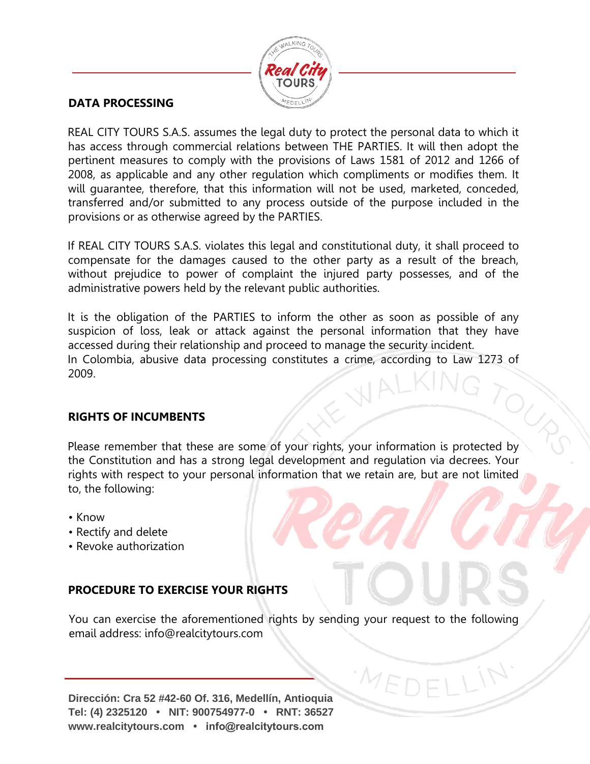## DATA PROCESSING

REAL CITY TOURS S.A.S. assumes the legal duty to protect the personal data to which it has access through commercial relations between THE PARTIES. It will then adopt the pertinent measures to comply with the provisions of Laws 1581 of 2012 and 1266 of 2008, as applicable and any other regulation which compliments or modifies them. It will guarantee, therefore, that this information will not be used, marketed, conceded, transferred and/or submitted to any process outside of the purpose included in the provisions or as otherwise agreed by the PARTIES.

If REAL CITY TOURS S.A.S. violates this legal and constitutional duty, it shall proceed to compensate for the damages caused to the other party as a result of the breach, without prejudice to power of complaint the injured party possesses, and of the administrative powers held by the relevant public authorities.

It is the obligation of the PARTIES to inform the other as soon as possible of any suspicion of loss, leak or attack against the personal information that they have accessed during their relationship and proceed to manage the security incident.
In Colombia, abusive data processing constitutes a crime, according to Law 1273 of 2009.

## RIGHTS OF INCUMBENTS

Please remember that these are some of your rights, your information is protected by the Constitution and has a strong legal development and regulation via decrees. Your rights with respect to your personal information that we retain are, but are not limited to, the following:

- Know
- Rectify and delete
- Revoke authorization

## PROCEDURE TO EXERCISE YOUR RIGHTS

You can exercise the aforementioned rights by sending your request to the following email address: info@realcitytours.com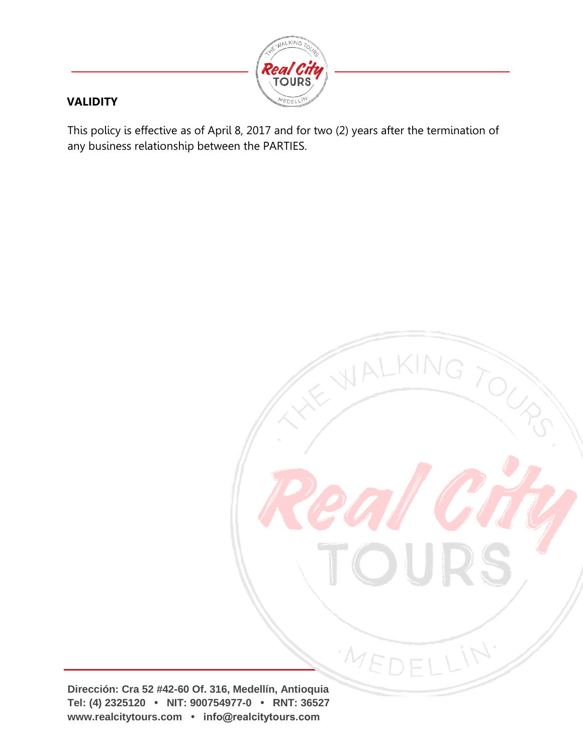## VALIDITY

This policy is effective as of April 8, 2017 and for two (2) years after the termination of any business relationship between the PARTIES.